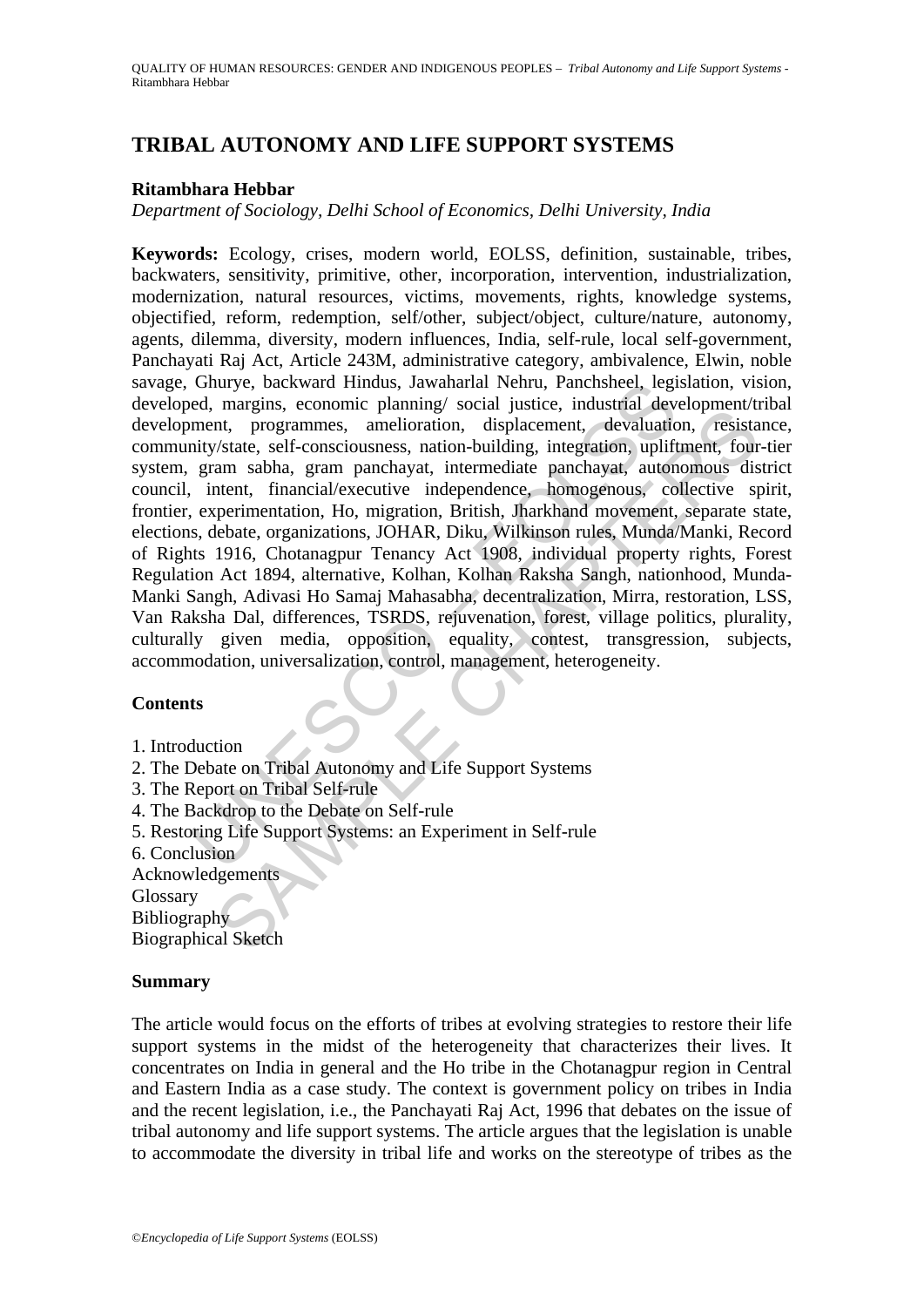# TRIBAL AUTONOMY AND LIFE SUPPORT SYSTEMS

**Ritambhara Hebbar**

*Department of Sociology, Delhi School of Economics, Delhi University, India*

**Keywords:** Ecology, crises, modern world, EOLSS, definition, sustainable, tribes, backwaters, sensitivity, primitive, other, incorporation, intervention, industrialization, modernization, natural resources, victims, movements, rights, knowledge systems, objectified, reform, redemption, self/other, subject/object, culture/nature, autonomy, agents, dilemma, diversity, modern influences, India, self-rule, local self-government, Panchayati Raj Act, Article 243M, administrative category, ambivalence, Elwin, noble savage, Ghurye, backward Hindus, Jawaharlal Nehru, Panchsheel, legislation, vision, developed, margins, economic planning/ social justice, industrial development/tribal development, programmes, amelioration, displacement, devaluation, resistance, community/state, self-consciousness, nation-building, integration, upliftment, four-tier system, gram sabha, gram panchayat, intermediate panchayat, autonomous district council, intent, financial/executive independence, homogenous, collective spirit, frontier, experimentation, Ho, migration, British, Jharkhand movement, separate state, elections, debate, organizations, JOHAR, Diku, Wilkinson rules, Munda/Manki, Record of Rights 1916, Chotanagpur Tenancy Act 1908, individual property rights, Forest Regulation Act 1894, alternative, Kolhan, Kolhan Raksha Sangh, nationhood, Munda-Manki Sangh, Adivasi Ho Samaj Mahasabha, decentralization, Mirra, restoration, LSS, Van Raksha Dal, differences, TSRDS, rejuvenation, forest, village politics, plurality, culturally given media, opposition, equality, contest, transgression, subjects, accommodation, universalization, control, management, heterogeneity.

## Contents

1. Introduction
2. The Debate on Tribal Autonomy and Life Support Systems
3. The Report on Tribal Self-rule
4. The Backdrop to the Debate on Self-rule
5. Restoring Life Support Systems: an Experiment in Self-rule
6. Conclusion

Acknowledgements
Glossary
Bibliography
Biographical Sketch

## Summary

The article would focus on the efforts of tribes at evolving strategies to restore their life support systems in the midst of the heterogeneity that characterizes their lives. It concentrates on India in general and the Ho tribe in the Chotanagpur region in Central and Eastern India as a case study. The context is government policy on tribes in India and the recent legislation, i.e., the Panchayati Raj Act, 1996 that debates on the issue of tribal autonomy and life support systems. The article argues that the legislation is unable to accommodate the diversity in tribal life and works on the stereotype of tribes as the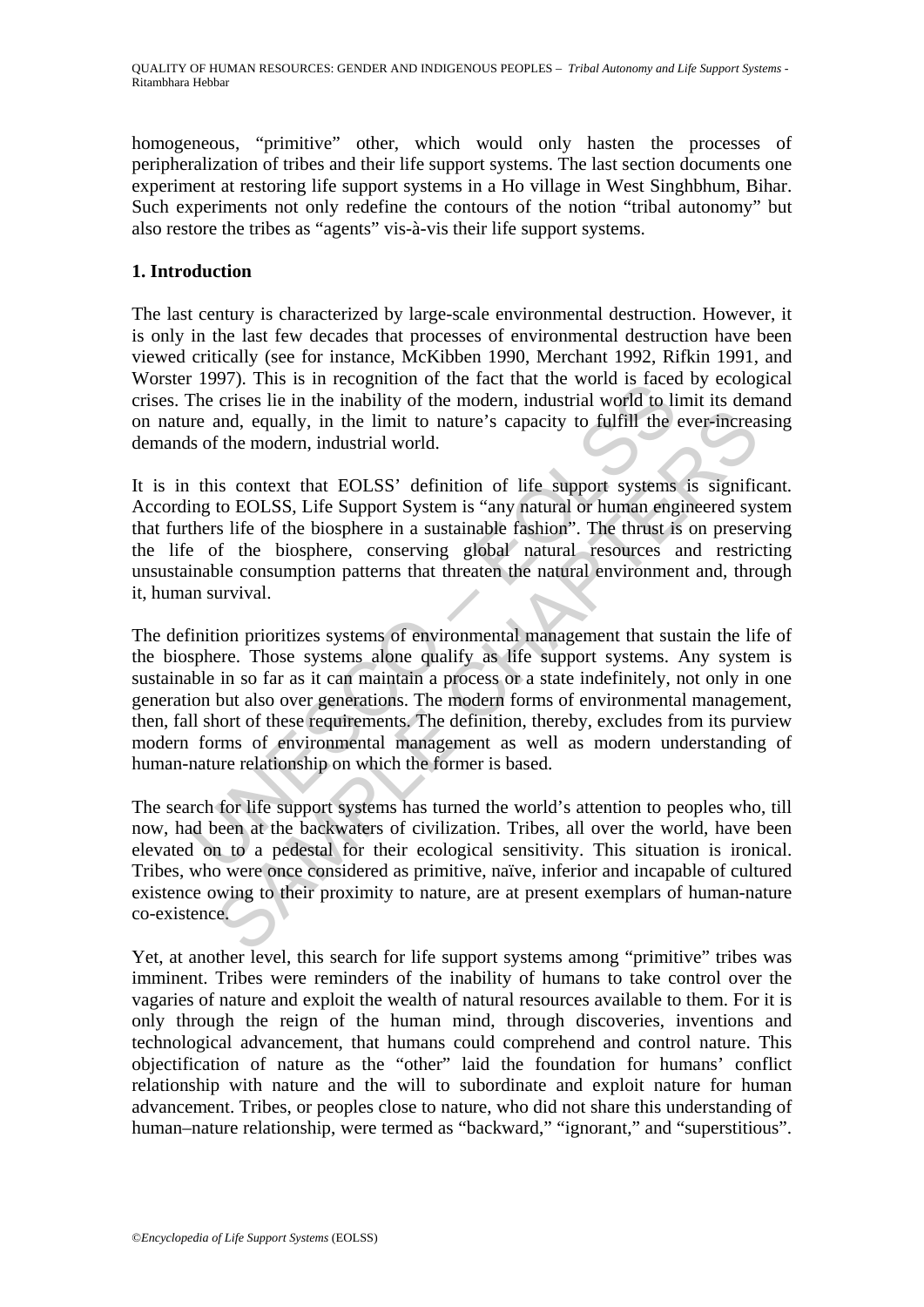homogeneous, "primitive" other, which would only hasten the processes of peripheralization of tribes and their life support systems. The last section documents one experiment at restoring life support systems in a Ho village in West Singhbhum, Bihar. Such experiments not only redefine the contours of the notion "tribal autonomy" but also restore the tribes as "agents" vis-à-vis their life support systems.

## 1. Introduction

The last century is characterized by large-scale environmental destruction. However, it is only in the last few decades that processes of environmental destruction have been viewed critically (see for instance, McKibben 1990, Merchant 1992, Rifkin 1991, and Worster 1997). This is in recognition of the fact that the world is faced by ecological crises. The crises lie in the inability of the modern, industrial world to limit its demand on nature and, equally, in the limit to nature's capacity to fulfill the ever-increasing demands of the modern, industrial world.

It is in this context that EOLSS' definition of life support systems is significant. According to EOLSS, Life Support System is "any natural or human engineered system that furthers life of the biosphere in a sustainable fashion". The thrust is on preserving the life of the biosphere, conserving global natural resources and restricting unsustainable consumption patterns that threaten the natural environment and, through it, human survival.

The definition prioritizes systems of environmental management that sustain the life of the biosphere. Those systems alone qualify as life support systems. Any system is sustainable in so far as it can maintain a process or a state indefinitely, not only in one generation but also over generations. The modern forms of environmental management, then, fall short of these requirements. The definition, thereby, excludes from its purview modern forms of environmental management as well as modern understanding of human-nature relationship on which the former is based.

The search for life support systems has turned the world's attention to peoples who, till now, had been at the backwaters of civilization. Tribes, all over the world, have been elevated on to a pedestal for their ecological sensitivity. This situation is ironical. Tribes, who were once considered as primitive, naïve, inferior and incapable of cultured existence owing to their proximity to nature, are at present exemplars of human-nature co-existence.

Yet, at another level, this search for life support systems among "primitive" tribes was imminent. Tribes were reminders of the inability of humans to take control over the vagaries of nature and exploit the wealth of natural resources available to them. For it is only through the reign of the human mind, through discoveries, inventions and technological advancement, that humans could comprehend and control nature. This objectification of nature as the "other" laid the foundation for humans' conflict relationship with nature and the will to subordinate and exploit nature for human advancement. Tribes, or peoples close to nature, who did not share this understanding of human–nature relationship, were termed as "backward," "ignorant," and "superstitious".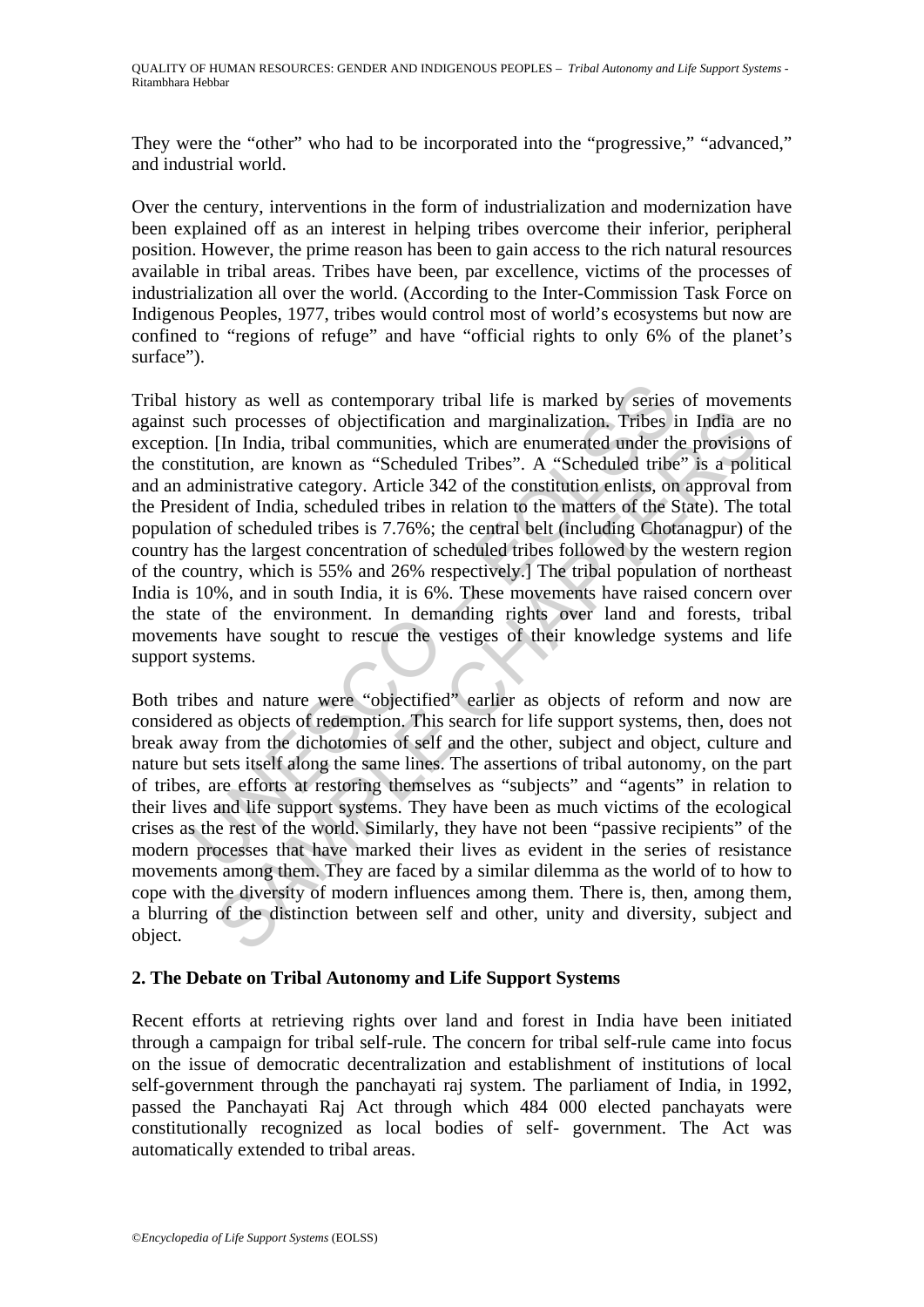They were the "other" who had to be incorporated into the "progressive," "advanced," and industrial world.

Over the century, interventions in the form of industrialization and modernization have been explained off as an interest in helping tribes overcome their inferior, peripheral position. However, the prime reason has been to gain access to the rich natural resources available in tribal areas. Tribes have been, par excellence, victims of the processes of industrialization all over the world. (According to the Inter-Commission Task Force on Indigenous Peoples, 1977, tribes would control most of world's ecosystems but now are confined to "regions of refuge" and have "official rights to only 6% of the planet's surface").

Tribal history as well as contemporary tribal life is marked by series of movements against such processes of objectification and marginalization. Tribes in India are no exception. [In India, tribal communities, which are enumerated under the provisions of the constitution, are known as "Scheduled Tribes". A "Scheduled tribe" is a political and an administrative category. Article 342 of the constitution enlists, on approval from the President of India, scheduled tribes in relation to the matters of the State). The total population of scheduled tribes is 7.76%; the central belt (including Chotanagpur) of the country has the largest concentration of scheduled tribes followed by the western region of the country, which is 55% and 26% respectively.] The tribal population of northeast India is 10%, and in south India, it is 6%. These movements have raised concern over the state of the environment. In demanding rights over land and forests, tribal movements have sought to rescue the vestiges of their knowledge systems and life support systems.

Both tribes and nature were "objectified" earlier as objects of reform and now are considered as objects of redemption. This search for life support systems, then, does not break away from the dichotomies of self and the other, subject and object, culture and nature but sets itself along the same lines. The assertions of tribal autonomy, on the part of tribes, are efforts at restoring themselves as "subjects" and "agents" in relation to their lives and life support systems. They have been as much victims of the ecological crises as the rest of the world. Similarly, they have not been "passive recipients" of the modern processes that have marked their lives as evident in the series of resistance movements among them. They are faced by a similar dilemma as the world of to how to cope with the diversity of modern influences among them. There is, then, among them, a blurring of the distinction between self and other, unity and diversity, subject and object.

## 2. The Debate on Tribal Autonomy and Life Support Systems

Recent efforts at retrieving rights over land and forest in India have been initiated through a campaign for tribal self-rule. The concern for tribal self-rule came into focus on the issue of democratic decentralization and establishment of institutions of local self-government through the panchayati raj system. The parliament of India, in 1992, passed the Panchayati Raj Act through which 484 000 elected panchayats were constitutionally recognized as local bodies of self- government. The Act was automatically extended to tribal areas.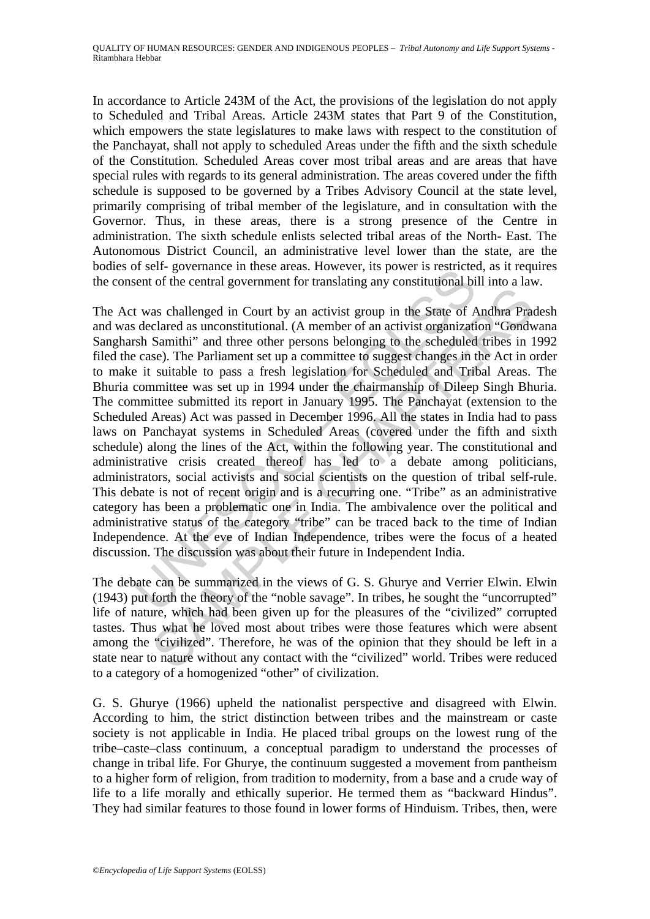In accordance to Article 243M of the Act, the provisions of the legislation do not apply to Scheduled and Tribal Areas. Article 243M states that Part 9 of the Constitution, which empowers the state legislatures to make laws with respect to the constitution of the Panchayat, shall not apply to scheduled Areas under the fifth and the sixth schedule of the Constitution. Scheduled Areas cover most tribal areas and are areas that have special rules with regards to its general administration. The areas covered under the fifth schedule is supposed to be governed by a Tribes Advisory Council at the state level, primarily comprising of tribal member of the legislature, and in consultation with the Governor. Thus, in these areas, there is a strong presence of the Centre in administration. The sixth schedule enlists selected tribal areas of the North- East. The Autonomous District Council, an administrative level lower than the state, are the bodies of self- governance in these areas. However, its power is restricted, as it requires the consent of the central government for translating any constitutional bill into a law.

The Act was challenged in Court by an activist group in the State of Andhra Pradesh and was declared as unconstitutional. (A member of an activist organization "Gondwana Sangharsh Samithi" and three other persons belonging to the scheduled tribes in 1992 filed the case). The Parliament set up a committee to suggest changes in the Act in order to make it suitable to pass a fresh legislation for Scheduled and Tribal Areas. The Bhuria committee was set up in 1994 under the chairmanship of Dileep Singh Bhuria. The committee submitted its report in January 1995. The Panchayat (extension to the Scheduled Areas) Act was passed in December 1996. All the states in India had to pass laws on Panchayat systems in Scheduled Areas (covered under the fifth and sixth schedule) along the lines of the Act, within the following year. The constitutional and administrative crisis created thereof has led to a debate among politicians, administrators, social activists and social scientists on the question of tribal self-rule. This debate is not of recent origin and is a recurring one. "Tribe" as an administrative category has been a problematic one in India. The ambivalence over the political and administrative status of the category "tribe" can be traced back to the time of Indian Independence. At the eve of Indian Independence, tribes were the focus of a heated discussion. The discussion was about their future in Independent India.

The debate can be summarized in the views of G. S. Ghurye and Verrier Elwin. Elwin (1943) put forth the theory of the "noble savage". In tribes, he sought the "uncorrupted" life of nature, which had been given up for the pleasures of the "civilized" corrupted tastes. Thus what he loved most about tribes were those features which were absent among the "civilized". Therefore, he was of the opinion that they should be left in a state near to nature without any contact with the "civilized" world. Tribes were reduced to a category of a homogenized "other" of civilization.

G. S. Ghurye (1966) upheld the nationalist perspective and disagreed with Elwin. According to him, the strict distinction between tribes and the mainstream or caste society is not applicable in India. He placed tribal groups on the lowest rung of the tribe–caste–class continuum, a conceptual paradigm to understand the processes of change in tribal life. For Ghurye, the continuum suggested a movement from pantheism to a higher form of religion, from tradition to modernity, from a base and a crude way of life to a life morally and ethically superior. He termed them as "backward Hindus". They had similar features to those found in lower forms of Hinduism. Tribes, then, were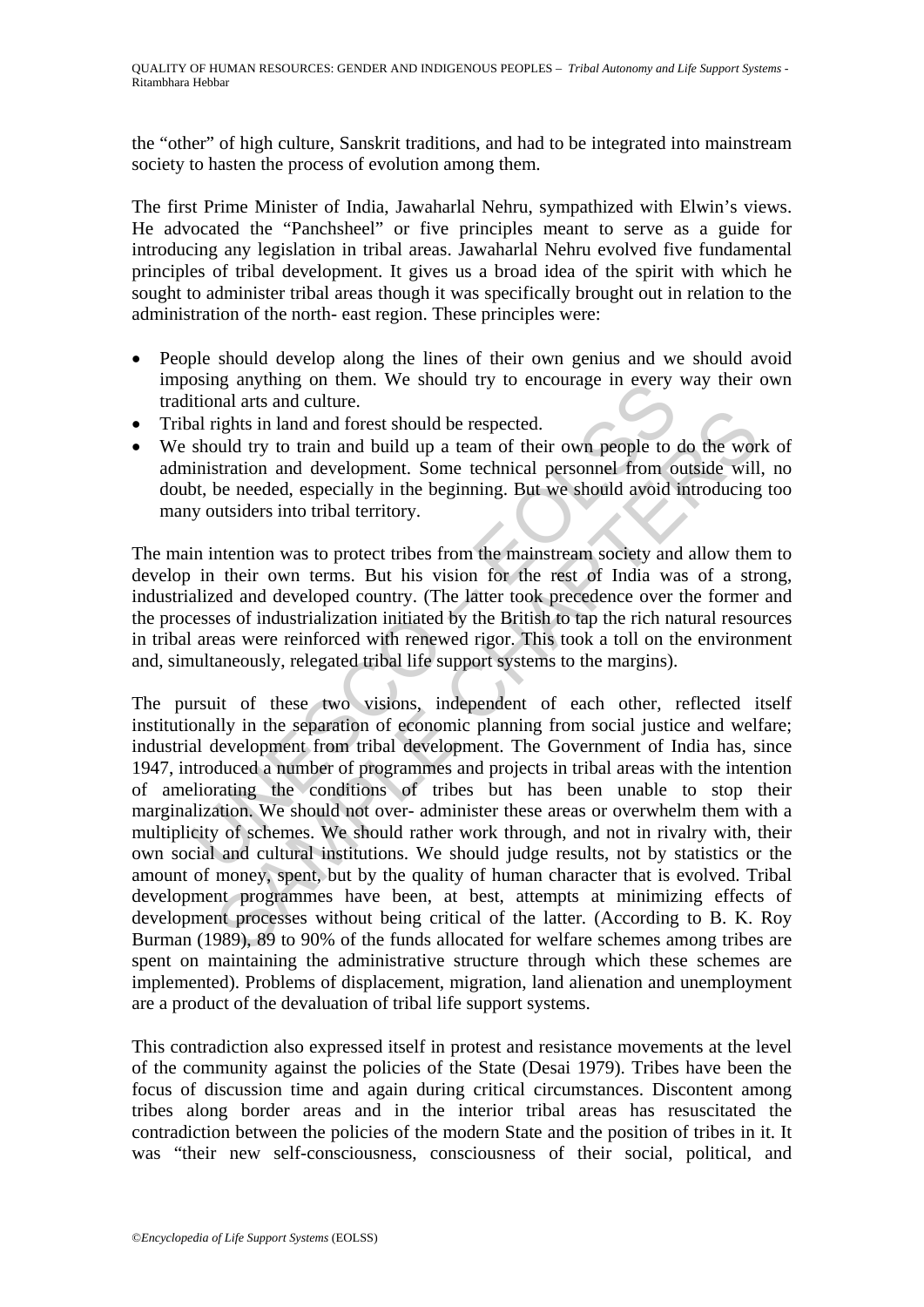the “other” of high culture, Sanskrit traditions, and had to be integrated into mainstream society to hasten the process of evolution among them.

The first Prime Minister of India, Jawaharlal Nehru, sympathized with Elwin’s views. He advocated the “Panchsheel” or five principles meant to serve as a guide for introducing any legislation in tribal areas. Jawaharlal Nehru evolved five fundamental principles of tribal development. It gives us a broad idea of the spirit with which he sought to administer tribal areas though it was specifically brought out in relation to the administration of the north- east region. These principles were:

- People should develop along the lines of their own genius and we should avoid imposing anything on them. We should try to encourage in every way their own traditional arts and culture.
- Tribal rights in land and forest should be respected.
- We should try to train and build up a team of their own people to do the work of administration and development. Some technical personnel from outside will, no doubt, be needed, especially in the beginning. But we should avoid introducing too many outsiders into tribal territory.

The main intention was to protect tribes from the mainstream society and allow them to develop in their own terms. But his vision for the rest of India was of a strong, industrialized and developed country. (The latter took precedence over the former and the processes of industrialization initiated by the British to tap the rich natural resources in tribal areas were reinforced with renewed rigor. This took a toll on the environment and, simultaneously, relegated tribal life support systems to the margins).

The pursuit of these two visions, independent of each other, reflected itself institutionally in the separation of economic planning from social justice and welfare; industrial development from tribal development. The Government of India has, since 1947, introduced a number of programmes and projects in tribal areas with the intention of ameliorating the conditions of tribes but has been unable to stop their marginalization. We should not over- administer these areas or overwhelm them with a multiplicity of schemes. We should rather work through, and not in rivalry with, their own social and cultural institutions. We should judge results, not by statistics or the amount of money, spent, but by the quality of human character that is evolved. Tribal development programmes have been, at best, attempts at minimizing effects of development processes without being critical of the latter. (According to B. K. Roy Burman (1989), 89 to 90% of the funds allocated for welfare schemes among tribes are spent on maintaining the administrative structure through which these schemes are implemented). Problems of displacement, migration, land alienation and unemployment are a product of the devaluation of tribal life support systems.

This contradiction also expressed itself in protest and resistance movements at the level of the community against the policies of the State (Desai 1979). Tribes have been the focus of discussion time and again during critical circumstances. Discontent among tribes along border areas and in the interior tribal areas has resuscitated the contradiction between the policies of the modern State and the position of tribes in it. It was “their new self-consciousness, consciousness of their social, political, and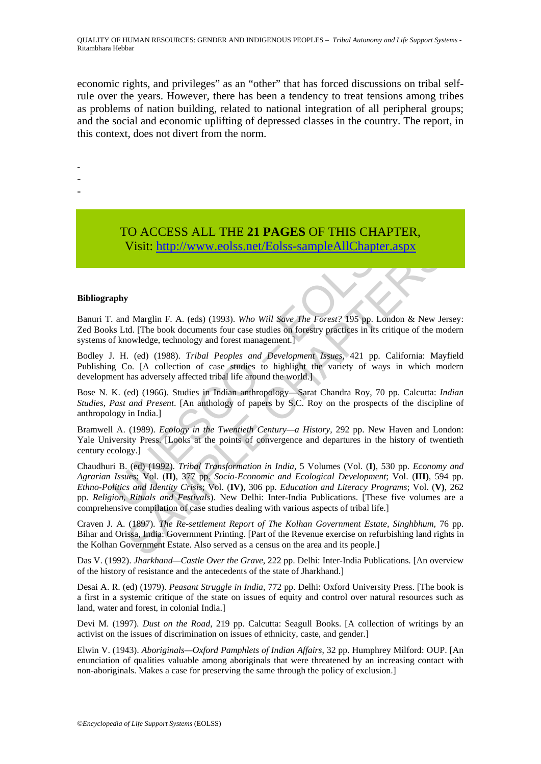economic rights, and privileges" as an "other" that has forced discussions on tribal self-rule over the years. However, there has been a tendency to treat tensions among tribes as problems of nation building, related to national integration of all peripheral groups; and the social and economic uplifting of depressed classes in the country. The report, in this context, does not divert from the norm.

-
-
-

TO ACCESS ALL THE **21 PAGES** OF THIS CHAPTER,
Visit: http://www.eolss.net/Eolss-sampleAllChapter.aspx

**Bibliography**

Banuri T. and Marglin F. A. (eds) (1993). *Who Will Save The Forest?* 195 pp. London & New Jersey: Zed Books Ltd. [The book documents four case studies on forestry practices in its critique of the modern systems of knowledge, technology and forest management.]

Bodley J. H. (ed) (1988). *Tribal Peoples and Development Issues*, 421 pp. California: Mayfield Publishing Co. [A collection of case studies to highlight the variety of ways in which modern development has adversely affected tribal life around the world.]

Bose N. K. (ed) (1966). Studies in Indian anthropology—Sarat Chandra Roy, 70 pp. Calcutta: *Indian Studies, Past and Present*. [An anthology of papers by S.C. Roy on the prospects of the discipline of anthropology in India.]

Bramwell A. (1989). *Ecology in the Twentieth Century—a History*, 292 pp. New Haven and London: Yale University Press. [Looks at the points of convergence and departures in the history of twentieth century ecology.]

Chaudhuri B. (ed) (1992). *Tribal Transformation in India*, 5 Volumes (Vol. (**I**), 530 pp. *Economy and Agrarian Issues*; Vol. (**II**), 377 pp. *Socio-Economic and Ecological Development*; Vol. (**III**), 594 pp. *Ethno-Politics and Identity Crisis*; Vol. (**IV**), 306 pp. *Education and Literacy Programs*; Vol. (**V**), 262 pp. *Religion, Rituals and Festivals*). New Delhi: Inter-India Publications. [These five volumes are a comprehensive compilation of case studies dealing with various aspects of tribal life.]

Craven J. A. (1897). *The Re-settlement Report of The Kolhan Government Estate, Singhbhum*, 76 pp. Bihar and Orissa, India: Government Printing. [Part of the Revenue exercise on refurbishing land rights in the Kolhan Government Estate. Also served as a census on the area and its people.]

Das V. (1992). *Jharkhand—Castle Over the Grave*, 222 pp. Delhi: Inter-India Publications. [An overview of the history of resistance and the antecedents of the state of Jharkhand.]

Desai A. R. (ed) (1979). *Peasant Struggle in India*, 772 pp. Delhi: Oxford University Press. [The book is a first in a systemic critique of the state on issues of equity and control over natural resources such as land, water and forest, in colonial India.]

Devi M. (1997). *Dust on the Road*, 219 pp. Calcutta: Seagull Books. [A collection of writings by an activist on the issues of discrimination on issues of ethnicity, caste, and gender.]

Elwin V. (1943). *Aboriginals—Oxford Pamphlets of Indian Affairs*, 32 pp. Humphrey Milford: OUP. [An enunciation of qualities valuable among aboriginals that were threatened by an increasing contact with non-aboriginals. Makes a case for preserving the same through the policy of exclusion.]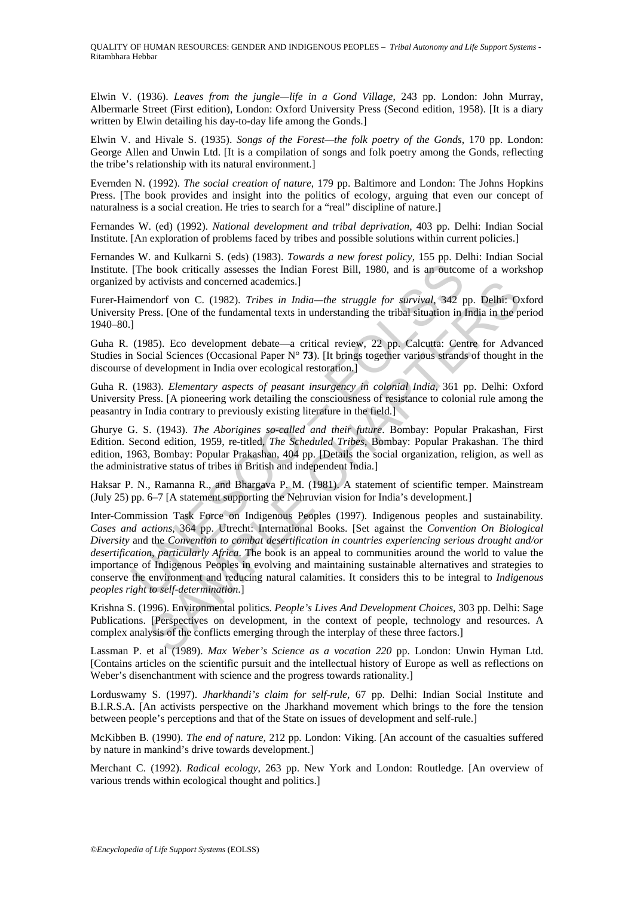Elwin V. (1936). *Leaves from the jungle—life in a Gond Village*, 243 pp. London: John Murray, Albermarle Street (First edition), London: Oxford University Press (Second edition, 1958). [It is a diary written by Elwin detailing his day-to-day life among the Gonds.]

Elwin V. and Hivale S. (1935). *Songs of the Forest—the folk poetry of the Gonds*, 170 pp. London: George Allen and Unwin Ltd. [It is a compilation of songs and folk poetry among the Gonds, reflecting the tribe's relationship with its natural environment.]

Evernden N. (1992). *The social creation of nature*, 179 pp. Baltimore and London: The Johns Hopkins Press. [The book provides and insight into the politics of ecology, arguing that even our concept of naturalness is a social creation. He tries to search for a "real" discipline of nature.]

Fernandes W. (ed) (1992). *National development and tribal deprivation*, 403 pp. Delhi: Indian Social Institute. [An exploration of problems faced by tribes and possible solutions within current policies.]

Fernandes W. and Kulkarni S. (eds) (1983). *Towards a new forest policy*, 155 pp. Delhi: Indian Social Institute. [The book critically assesses the Indian Forest Bill, 1980, and is an outcome of a workshop organized by activists and concerned academics.]

Furer-Haimendorf von C. (1982). *Tribes in India—the struggle for survival*, 342 pp. Delhi: Oxford University Press. [One of the fundamental texts in understanding the tribal situation in India in the period 1940–80.]

Guha R. (1985). Eco development debate—a critical review, 22 pp. Calcutta: Centre for Advanced Studies in Social Sciences (Occasional Paper N° **73**). [It brings together various strands of thought in the discourse of development in India over ecological restoration.]

Guha R. (1983). *Elementary aspects of peasant insurgency in colonial India*, 361 pp. Delhi: Oxford University Press. [A pioneering work detailing the consciousness of resistance to colonial rule among the peasantry in India contrary to previously existing literature in the field.]

Ghurye G. S. (1943). *The Aborigines so-called and their future*. Bombay: Popular Prakashan, First Edition. Second edition, 1959, re-titled, *The Scheduled Tribes*, Bombay: Popular Prakashan. The third edition, 1963, Bombay: Popular Prakashan, 404 pp. [Details the social organization, religion, as well as the administrative status of tribes in British and independent India.]

Haksar P. N., Ramanna R., and Bhargava P. M. (1981). A statement of scientific temper. Mainstream (July 25) pp. 6–7 [A statement supporting the Nehruvian vision for India's development.]

Inter-Commission Task Force on Indigenous Peoples (1997). Indigenous peoples and sustainability. *Cases and actions*, 364 pp. Utrecht: International Books. [Set against the *Convention On Biological Diversity* and the *Convention to combat desertification in countries experiencing serious drought and/or desertification, particularly Africa*. The book is an appeal to communities around the world to value the importance of Indigenous Peoples in evolving and maintaining sustainable alternatives and strategies to conserve the environment and reducing natural calamities. It considers this to be integral to *Indigenous peoples right to self-determination*.]

Krishna S. (1996). Environmental politics. *People's Lives And Development Choices*, 303 pp. Delhi: Sage Publications. [Perspectives on development, in the context of people, technology and resources. A complex analysis of the conflicts emerging through the interplay of these three factors.]

Lassman P. et al (1989). *Max Weber's Science as a vocation 220* pp. London: Unwin Hyman Ltd. [Contains articles on the scientific pursuit and the intellectual history of Europe as well as reflections on Weber's disenchantment with science and the progress towards rationality.]

Lorduswamy S. (1997). *Jharkhandi's claim for self-rule*, 67 pp. Delhi: Indian Social Institute and B.I.R.S.A. [An activists perspective on the Jharkhand movement which brings to the fore the tension between people's perceptions and that of the State on issues of development and self-rule.]

McKibben B. (1990). *The end of nature*, 212 pp. London: Viking. [An account of the casualties suffered by nature in mankind's drive towards development.]

Merchant C. (1992). *Radical ecology*, 263 pp. New York and London: Routledge. [An overview of various trends within ecological thought and politics.]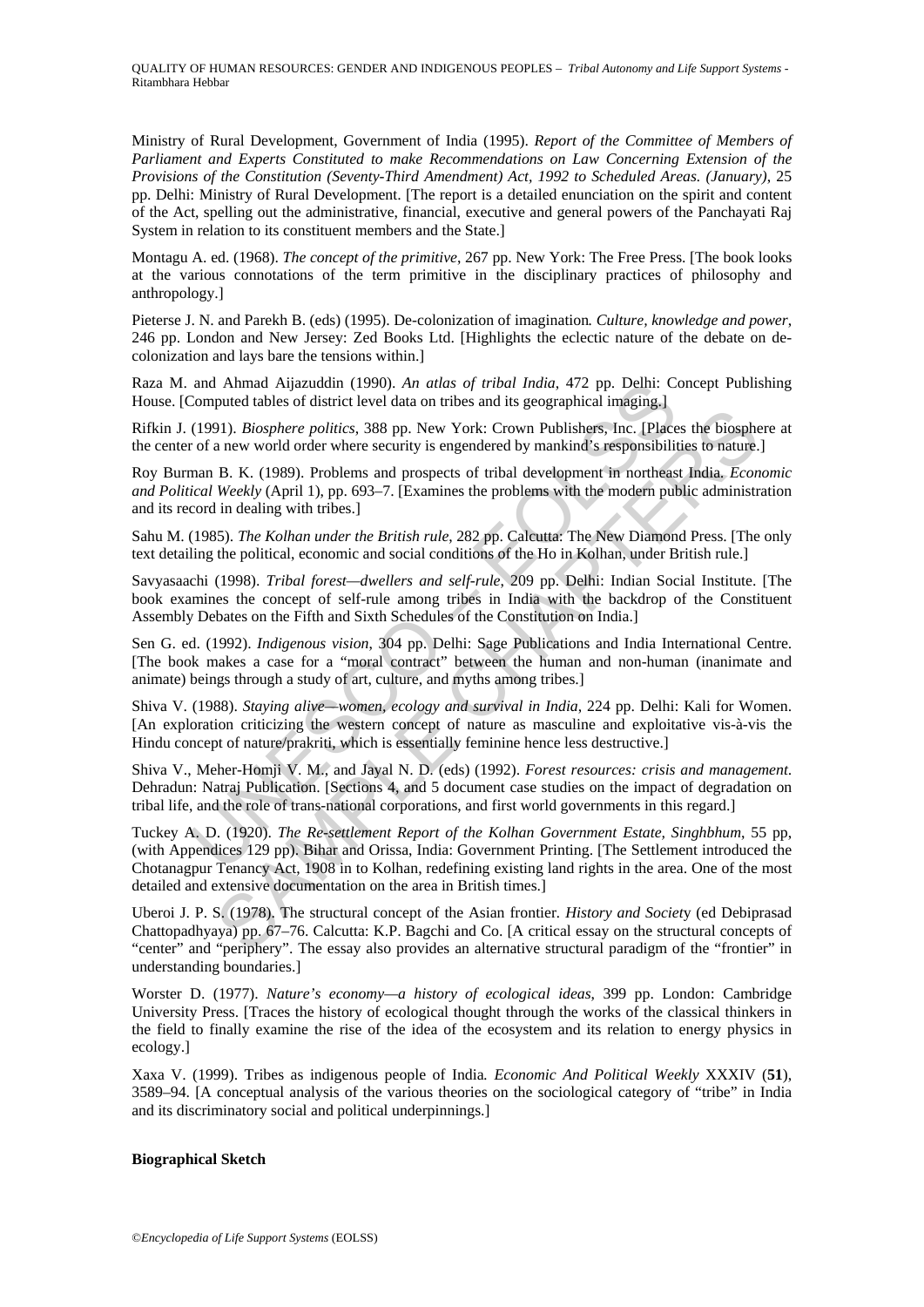Ministry of Rural Development, Government of India (1995). *Report of the Committee of Members of Parliament and Experts Constituted to make Recommendations on Law Concerning Extension of the Provisions of the Constitution (Seventy-Third Amendment) Act, 1992 to Scheduled Areas. (January)*, 25 pp. Delhi: Ministry of Rural Development. [The report is a detailed enunciation on the spirit and content of the Act, spelling out the administrative, financial, executive and general powers of the Panchayati Raj System in relation to its constituent members and the State.]

Montagu A. ed. (1968). *The concept of the primitive*, 267 pp. New York: The Free Press. [The book looks at the various connotations of the term primitive in the disciplinary practices of philosophy and anthropology.]

Pieterse J. N. and Parekh B. (eds) (1995). De-colonization of imagination. *Culture, knowledge and power*, 246 pp. London and New Jersey: Zed Books Ltd. [Highlights the eclectic nature of the debate on de-colonization and lays bare the tensions within.]

Raza M. and Ahmad Aijazuddin (1990). *An atlas of tribal India*, 472 pp. Delhi: Concept Publishing House. [Computed tables of district level data on tribes and its geographical imaging.]

Rifkin J. (1991). *Biosphere politics*, 388 pp. New York: Crown Publishers, Inc. [Places the biosphere at the center of a new world order where security is engendered by mankind's responsibilities to nature.]

Roy Burman B. K. (1989). Problems and prospects of tribal development in northeast India. *Economic and Political Weekly* (April 1), pp. 693–7. [Examines the problems with the modern public administration and its record in dealing with tribes.]

Sahu M. (1985). *The Kolhan under the British rule*, 282 pp. Calcutta: The New Diamond Press. [The only text detailing the political, economic and social conditions of the Ho in Kolhan, under British rule.]

Savyasaachi (1998). *Tribal forest—dwellers and self-rule*, 209 pp. Delhi: Indian Social Institute. [The book examines the concept of self-rule among tribes in India with the backdrop of the Constituent Assembly Debates on the Fifth and Sixth Schedules of the Constitution on India.]

Sen G. ed. (1992). *Indigenous vision*, 304 pp. Delhi: Sage Publications and India International Centre. [The book makes a case for a "moral contract" between the human and non-human (inanimate and animate) beings through a study of art, culture, and myths among tribes.]

Shiva V. (1988). *Staying alive—women, ecology and survival in India*, 224 pp. Delhi: Kali for Women. [An exploration criticizing the western concept of nature as masculine and exploitative vis-à-vis the Hindu concept of nature/prakriti, which is essentially feminine hence less destructive.]

Shiva V., Meher-Homji V. M., and Jayal N. D. (eds) (1992). *Forest resources: crisis and management*. Dehradun: Natraj Publication. [Sections 4, and 5 document case studies on the impact of degradation on tribal life, and the role of trans-national corporations, and first world governments in this regard.]

Tuckey A. D. (1920). *The Re-settlement Report of the Kolhan Government Estate, Singhbhum*, 55 pp, (with Appendices 129 pp). Bihar and Orissa, India: Government Printing. [The Settlement introduced the Chotanagpur Tenancy Act, 1908 in to Kolhan, redefining existing land rights in the area. One of the most detailed and extensive documentation on the area in British times.]

Uberoi J. P. S. (1978). The structural concept of the Asian frontier. *History and Society* (ed Debiprasad Chattopadhyaya) pp. 67–76. Calcutta: K.P. Bagchi and Co. [A critical essay on the structural concepts of "center" and "periphery". The essay also provides an alternative structural paradigm of the "frontier" in understanding boundaries.]

Worster D. (1977). *Nature's economy—a history of ecological ideas*, 399 pp. London: Cambridge University Press. [Traces the history of ecological thought through the works of the classical thinkers in the field to finally examine the rise of the idea of the ecosystem and its relation to energy physics in ecology.]

Xaxa V. (1999). Tribes as indigenous people of India. *Economic And Political Weekly* XXXIV (**51**), 3589–94. [A conceptual analysis of the various theories on the sociological category of "tribe" in India and its discriminatory social and political underpinnings.]

**Biographical Sketch**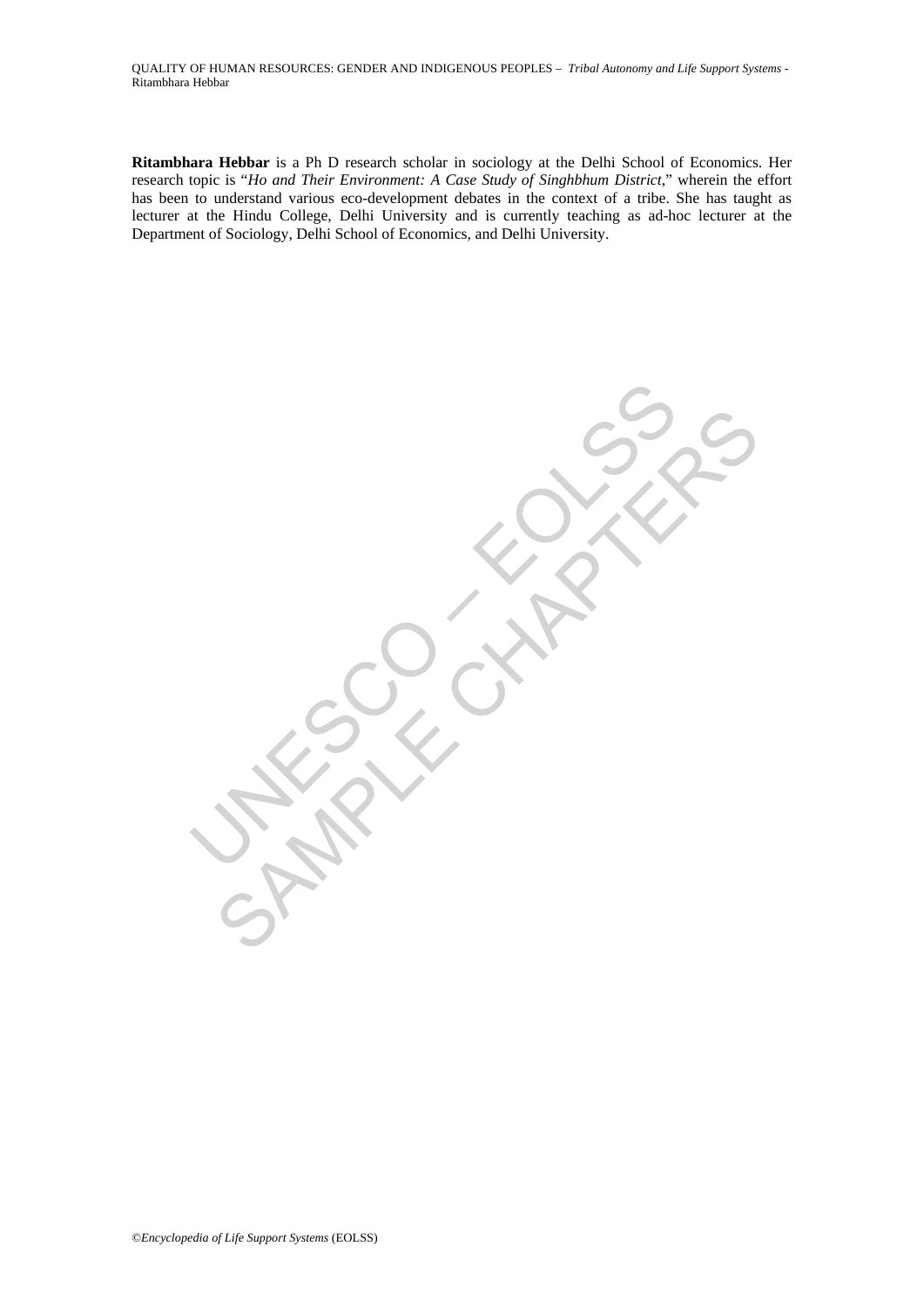**Ritambhara Hebbar** is a Ph D research scholar in sociology at the Delhi School of Economics. Her research topic is "*Ho and Their Environment: A Case Study of Singhbhum District*," wherein the effort has been to understand various eco-development debates in the context of a tribe. She has taught as lecturer at the Hindu College, Delhi University and is currently teaching as ad-hoc lecturer at the Department of Sociology, Delhi School of Economics, and Delhi University.